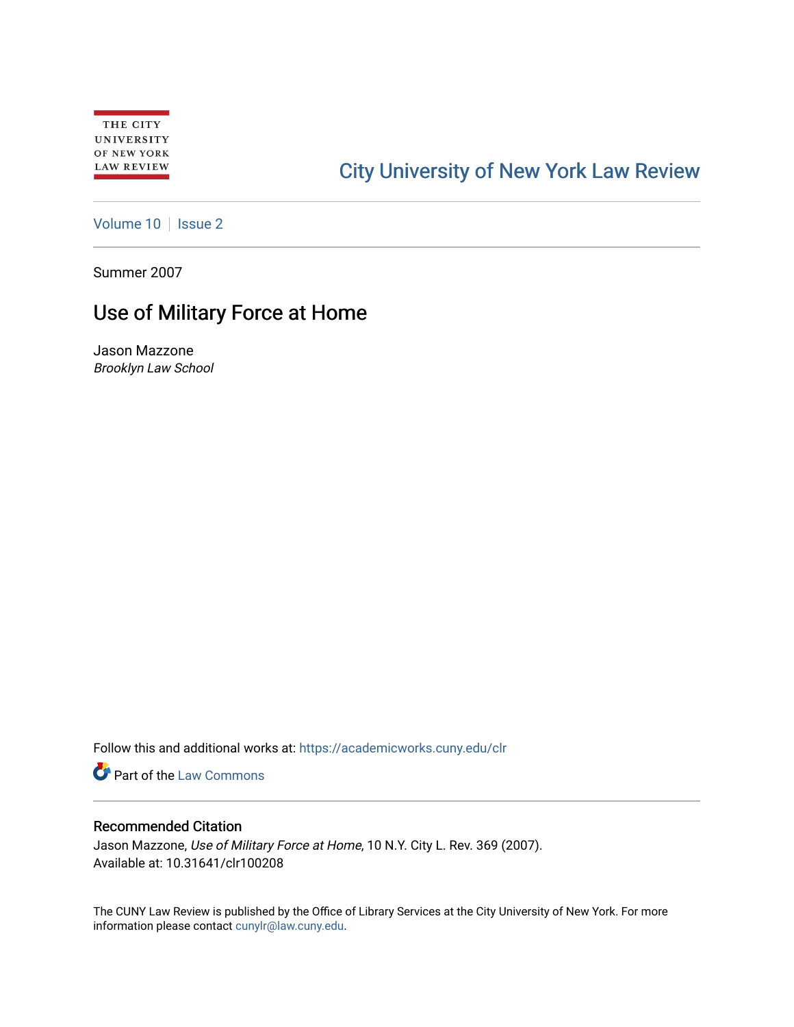THE CITY UNIVERSITY OF NEW YORK LAW REVIEW

City University of New York Law Review

Volume 10 | Issue 2

Summer 2007

# Use of Military Force at Home

Jason Mazzone
*Brooklyn Law School*

Follow this and additional works at: https://academicworks.cuny.edu/clr

Part of the Law Commons

## Recommended Citation

Jason Mazzone, *Use of Military Force at Home*, 10 N.Y. City L. Rev. 369 (2007).
Available at: 10.31641/clr100208

The CUNY Law Review is published by the Office of Library Services at the City University of New York. For more information please contact cunylr@law.cuny.edu.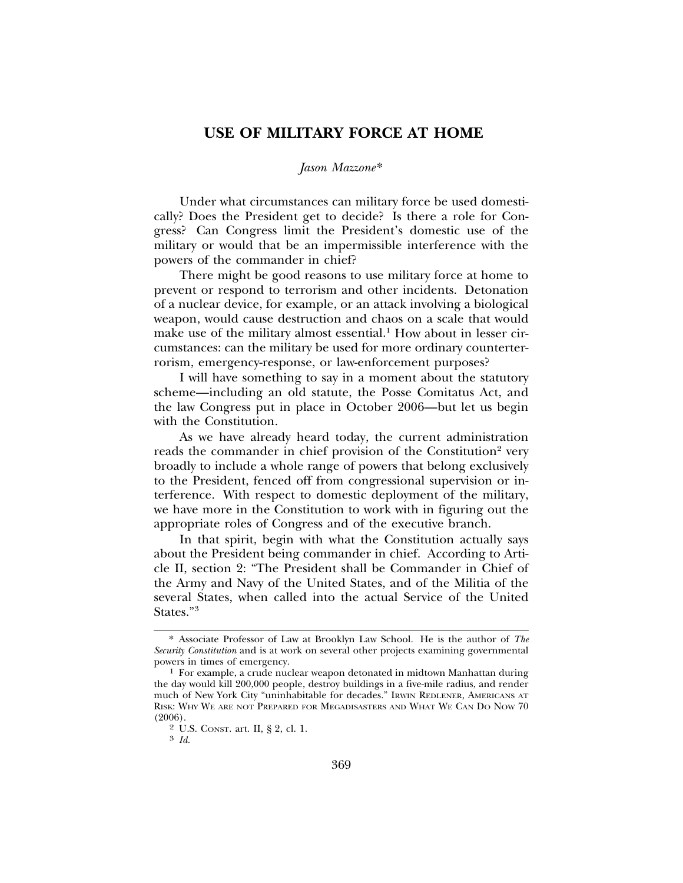# USE OF MILITARY FORCE AT HOME

*Jason Mazzone*\*

Under what circumstances can military force be used domestically? Does the President get to decide? Is there a role for Congress? Can Congress limit the President's domestic use of the military or would that be an impermissible interference with the powers of the commander in chief?

There might be good reasons to use military force at home to prevent or respond to terrorism and other incidents. Detonation of a nuclear device, for example, or an attack involving a biological weapon, would cause destruction and chaos on a scale that would make use of the military almost essential.[1] How about in lesser circumstances: can the military be used for more ordinary counterterrorism, emergency-response, or law-enforcement purposes?

I will have something to say in a moment about the statutory scheme—including an old statute, the Posse Comitatus Act, and the law Congress put in place in October 2006—but let us begin with the Constitution.

As we have already heard today, the current administration reads the commander in chief provision of the Constitution[2] very broadly to include a whole range of powers that belong exclusively to the President, fenced off from congressional supervision or interference. With respect to domestic deployment of the military, we have more in the Constitution to work with in figuring out the appropriate roles of Congress and of the executive branch.

In that spirit, begin with what the Constitution actually says about the President being commander in chief. According to Article II, section 2: "The President shall be Commander in Chief of the Army and Navy of the United States, and of the Militia of the several States, when called into the actual Service of the United States."[3]

---

\* Associate Professor of Law at Brooklyn Law School. He is the author of *The Security Constitution* and is at work on several other projects examining governmental powers in times of emergency.

[1] For example, a crude nuclear weapon detonated in midtown Manhattan during the day would kill 200,000 people, destroy buildings in a five-mile radius, and render much of New York City "uninhabitable for decades." IRWIN REDLENER, AMERICANS AT RISK: WHY WE ARE NOT PREPARED FOR MEGADISASTERS AND WHAT WE CAN DO NOW 70 (2006).

[2] U.S. CONST. art. II, § 2, cl. 1.

[3] *Id.*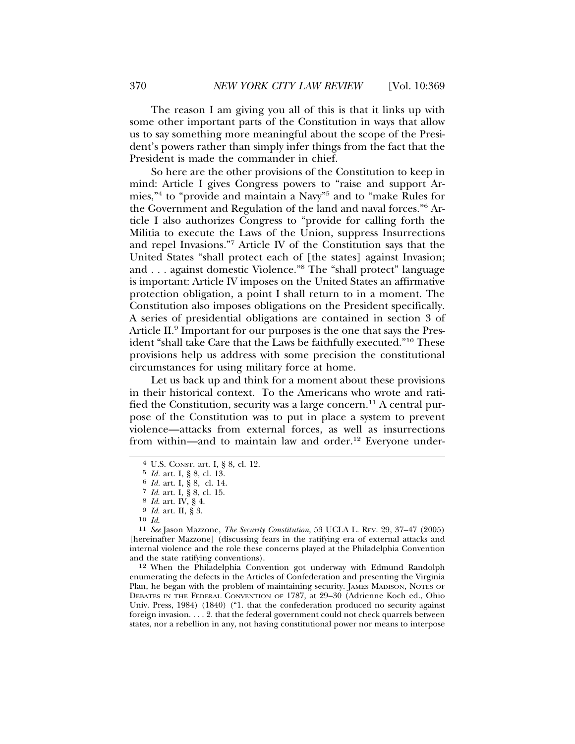The reason I am giving you all of this is that it links up with some other important parts of the Constitution in ways that allow us to say something more meaningful about the scope of the President's powers rather than simply infer things from the fact that the President is made the commander in chief.

So here are the other provisions of the Constitution to keep in mind: Article I gives Congress powers to "raise and support Armies,"[4] to "provide and maintain a Navy"[5] and to "make Rules for the Government and Regulation of the land and naval forces."[6] Article I also authorizes Congress to "provide for calling forth the Militia to execute the Laws of the Union, suppress Insurrections and repel Invasions."[7] Article IV of the Constitution says that the United States "shall protect each of [the states] against Invasion; and . . . against domestic Violence."[8] The "shall protect" language is important: Article IV imposes on the United States an affirmative protection obligation, a point I shall return to in a moment. The Constitution also imposes obligations on the President specifically. A series of presidential obligations are contained in section 3 of Article II.[9] Important for our purposes is the one that says the President "shall take Care that the Laws be faithfully executed."[10] These provisions help us address with some precision the constitutional circumstances for using military force at home.

Let us back up and think for a moment about these provisions in their historical context. To the Americans who wrote and ratified the Constitution, security was a large concern.[11] A central purpose of the Constitution was to put in place a system to prevent violence—attacks from external forces, as well as insurrections from within—and to maintain law and order.[12] Everyone under-

---

4 U.S. CONST. art. I, § 8, cl. 12.

5 *Id.* art. I, § 8, cl. 13.

6 *Id.* art. I, § 8, cl. 14.

7 *Id.* art. I, § 8, cl. 15.

8 *Id.* art. IV, § 4.

9 *Id.* art. II, § 3.

10 *Id.*

11 *See* Jason Mazzone, *The Security Constitution*, 53 UCLA L. REV. 29, 37–47 (2005) [hereinafter Mazzone] (discussing fears in the ratifying era of external attacks and internal violence and the role these concerns played at the Philadelphia Convention and the state ratifying conventions).

12 When the Philadelphia Convention got underway with Edmund Randolph enumerating the defects in the Articles of Confederation and presenting the Virginia Plan, he began with the problem of maintaining security. JAMES MADISON, NOTES OF DEBATES IN THE FEDERAL CONVENTION OF 1787, at 29–30 (Adrienne Koch ed., Ohio Univ. Press, 1984) (1840) ("1. that the confederation produced no security against foreign invasion. . . . 2. that the federal government could not check quarrels between states, nor a rebellion in any, not having constitutional power nor means to interpose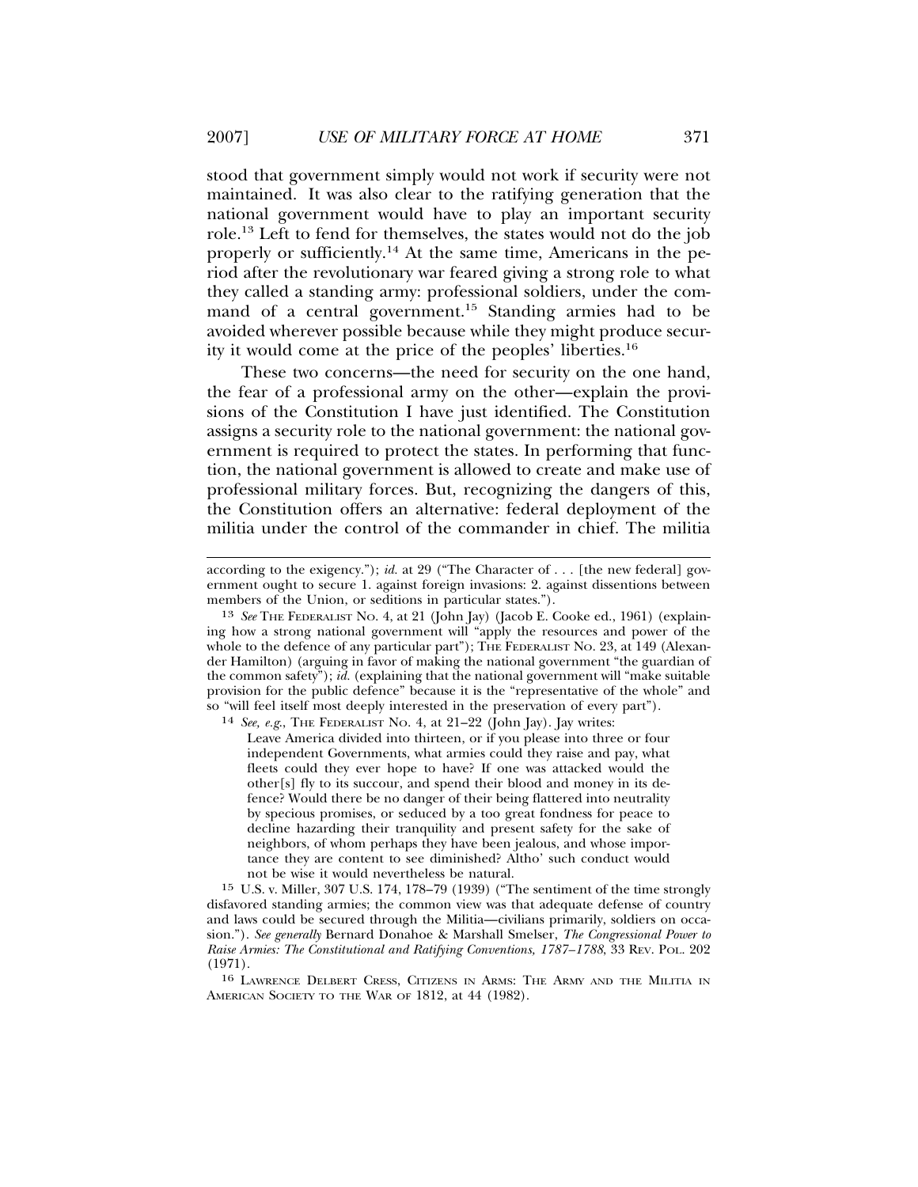stood that government simply would not work if security were not maintained. It was also clear to the ratifying generation that the national government would have to play an important security role.[13] Left to fend for themselves, the states would not do the job properly or sufficiently.[14] At the same time, Americans in the period after the revolutionary war feared giving a strong role to what they called a standing army: professional soldiers, under the command of a central government.[15] Standing armies had to be avoided wherever possible because while they might produce security it would come at the price of the peoples' liberties.[16]

These two concerns—the need for security on the one hand, the fear of a professional army on the other—explain the provisions of the Constitution I have just identified. The Constitution assigns a security role to the national government: the national government is required to protect the states. In performing that function, the national government is allowed to create and make use of professional military forces. But, recognizing the dangers of this, the Constitution offers an alternative: federal deployment of the militia under the control of the commander in chief. The militia

---

according to the exigency."); *id.* at 29 ("The Character of . . . [the new federal] government ought to secure 1. against foreign invasions: 2. against dissentions between members of the Union, or seditions in particular states.").

[13] *See* THE FEDERALIST NO. 4, at 21 (John Jay) (Jacob E. Cooke ed., 1961) (explaining how a strong national government will "apply the resources and power of the whole to the defence of any particular part"); THE FEDERALIST NO. 23, at 149 (Alexander Hamilton) (arguing in favor of making the national government "the guardian of the common safety"); *id.* (explaining that the national government will "make suitable provision for the public defence" because it is the "representative of the whole" and so "will feel itself most deeply interested in the preservation of every part").

[14] *See, e.g.*, THE FEDERALIST NO. 4, at 21–22 (John Jay). Jay writes:

> Leave America divided into thirteen, or if you please into three or four independent Governments, what armies could they raise and pay, what fleets could they ever hope to have? If one was attacked would the other[s] fly to its succour, and spend their blood and money in its defence? Would there be no danger of their being flattered into neutrality by specious promises, or seduced by a too great fondness for peace to decline hazarding their tranquility and present safety for the sake of neighbors, of whom perhaps they have been jealous, and whose importance they are content to see diminished? Altho' such conduct would not be wise it would nevertheless be natural.

[15] U.S. v. Miller, 307 U.S. 174, 178–79 (1939) ("The sentiment of the time strongly disfavored standing armies; the common view was that adequate defense of country and laws could be secured through the Militia—civilians primarily, soldiers on occasion."). *See generally* Bernard Donahoe & Marshall Smelser, *The Congressional Power to Raise Armies: The Constitutional and Ratifying Conventions, 1787–1788*, 33 REV. POL. 202 (1971).

[16] LAWRENCE DELBERT CRESS, CITIZENS IN ARMS: THE ARMY AND THE MILITIA IN AMERICAN SOCIETY TO THE WAR OF 1812, at 44 (1982).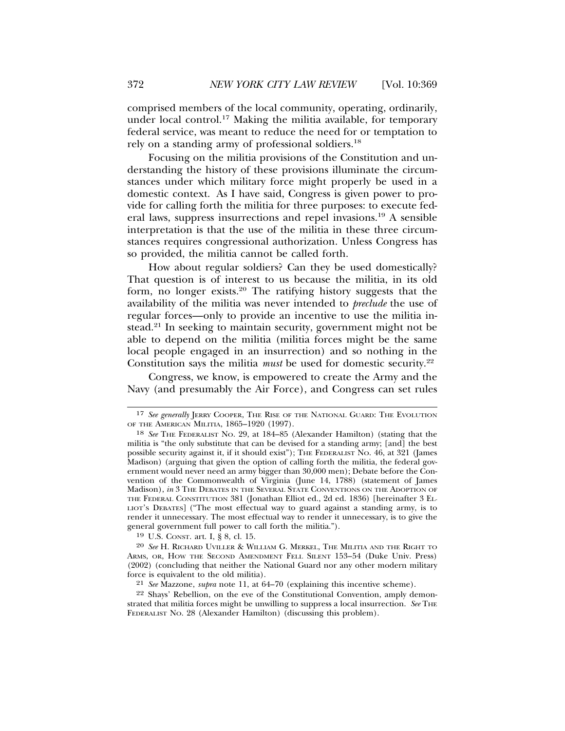comprised members of the local community, operating, ordinarily, under local control.[17] Making the militia available, for temporary federal service, was meant to reduce the need for or temptation to rely on a standing army of professional soldiers.[18]

Focusing on the militia provisions of the Constitution and understanding the history of these provisions illuminate the circumstances under which military force might properly be used in a domestic context. As I have said, Congress is given power to provide for calling forth the militia for three purposes: to execute federal laws, suppress insurrections and repel invasions.[19] A sensible interpretation is that the use of the militia in these three circumstances requires congressional authorization. Unless Congress has so provided, the militia cannot be called forth.

How about regular soldiers? Can they be used domestically? That question is of interest to us because the militia, in its old form, no longer exists.[20] The ratifying history suggests that the availability of the militia was never intended to *preclude* the use of regular forces—only to provide an incentive to use the militia instead.[21] In seeking to maintain security, government might not be able to depend on the militia (militia forces might be the same local people engaged in an insurrection) and so nothing in the Constitution says the militia *must* be used for domestic security.[22]

Congress, we know, is empowered to create the Army and the Navy (and presumably the Air Force), and Congress can set rules

---

17 *See generally* JERRY COOPER, THE RISE OF THE NATIONAL GUARD: THE EVOLUTION OF THE AMERICAN MILITIA, 1865–1920 (1997).

18 *See* THE FEDERALIST NO. 29, at 184–85 (Alexander Hamilton) (stating that the militia is "the only substitute that can be devised for a standing army; [and] the best possible security against it, if it should exist"); THE FEDERALIST NO. 46, at 321 (James Madison) (arguing that given the option of calling forth the militia, the federal government would never need an army bigger than 30,000 men); Debate before the Convention of the Commonwealth of Virginia (June 14, 1788) (statement of James Madison), *in* 3 THE DEBATES IN THE SEVERAL STATE CONVENTIONS ON THE ADOPTION OF THE FEDERAL CONSTITUTION 381 (Jonathan Elliot ed., 2d ed. 1836) [hereinafter 3 ELLIOT'S DEBATES] ("The most effectual way to guard against a standing army, is to render it unnecessary. The most effectual way to render it unnecessary, is to give the general government full power to call forth the militia.").

19 U.S. CONST. art. I, § 8, cl. 15.

20 *See* H. RICHARD UVILLER & WILLIAM G. MERKEL, THE MILITIA AND THE RIGHT TO ARMS, OR, HOW THE SECOND AMENDMENT FELL SILENT 153–54 (Duke Univ. Press) (2002) (concluding that neither the National Guard nor any other modern military force is equivalent to the old militia).

21 *See* Mazzone, *supra* note 11, at 64–70 (explaining this incentive scheme).

22 Shays' Rebellion, on the eve of the Constitutional Convention, amply demonstrated that militia forces might be unwilling to suppress a local insurrection. *See* THE FEDERALIST NO. 28 (Alexander Hamilton) (discussing this problem).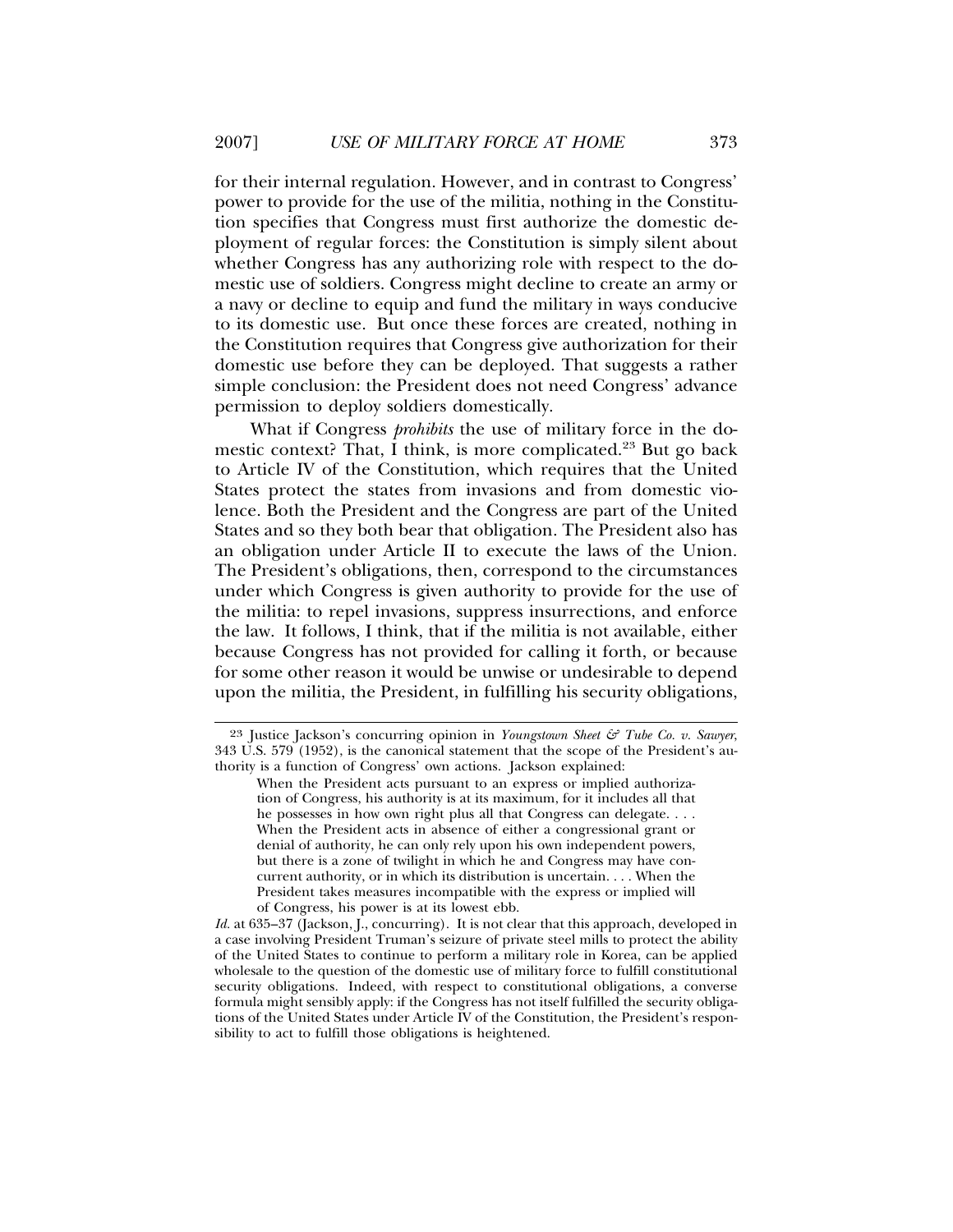for their internal regulation. However, and in contrast to Congress' power to provide for the use of the militia, nothing in the Constitution specifies that Congress must first authorize the domestic deployment of regular forces: the Constitution is simply silent about whether Congress has any authorizing role with respect to the domestic use of soldiers. Congress might decline to create an army or a navy or decline to equip and fund the military in ways conducive to its domestic use. But once these forces are created, nothing in the Constitution requires that Congress give authorization for their domestic use before they can be deployed. That suggests a rather simple conclusion: the President does not need Congress' advance permission to deploy soldiers domestically.

What if Congress *prohibits* the use of military force in the domestic context? That, I think, is more complicated.[23] But go back to Article IV of the Constitution, which requires that the United States protect the states from invasions and from domestic violence. Both the President and the Congress are part of the United States and so they both bear that obligation. The President also has an obligation under Article II to execute the laws of the Union. The President's obligations, then, correspond to the circumstances under which Congress is given authority to provide for the use of the militia: to repel invasions, suppress insurrections, and enforce the law. It follows, I think, that if the militia is not available, either because Congress has not provided for calling it forth, or because for some other reason it would be unwise or undesirable to depend upon the militia, the President, in fulfilling his security obligations,

---

[23] Justice Jackson's concurring opinion in *Youngstown Sheet & Tube Co. v. Sawyer*, 343 U.S. 579 (1952), is the canonical statement that the scope of the President's authority is a function of Congress' own actions. Jackson explained:

> When the President acts pursuant to an express or implied authorization of Congress, his authority is at its maximum, for it includes all that he possesses in how own right plus all that Congress can delegate. . . . When the President acts in absence of either a congressional grant or denial of authority, he can only rely upon his own independent powers, but there is a zone of twilight in which he and Congress may have concurrent authority, or in which its distribution is uncertain. . . . When the President takes measures incompatible with the express or implied will of Congress, his power is at its lowest ebb.

*Id.* at 635–37 (Jackson, J., concurring). It is not clear that this approach, developed in a case involving President Truman's seizure of private steel mills to protect the ability of the United States to continue to perform a military role in Korea, can be applied wholesale to the question of the domestic use of military force to fulfill constitutional security obligations. Indeed, with respect to constitutional obligations, a converse formula might sensibly apply: if the Congress has not itself fulfilled the security obligations of the United States under Article IV of the Constitution, the President's responsibility to act to fulfill those obligations is heightened.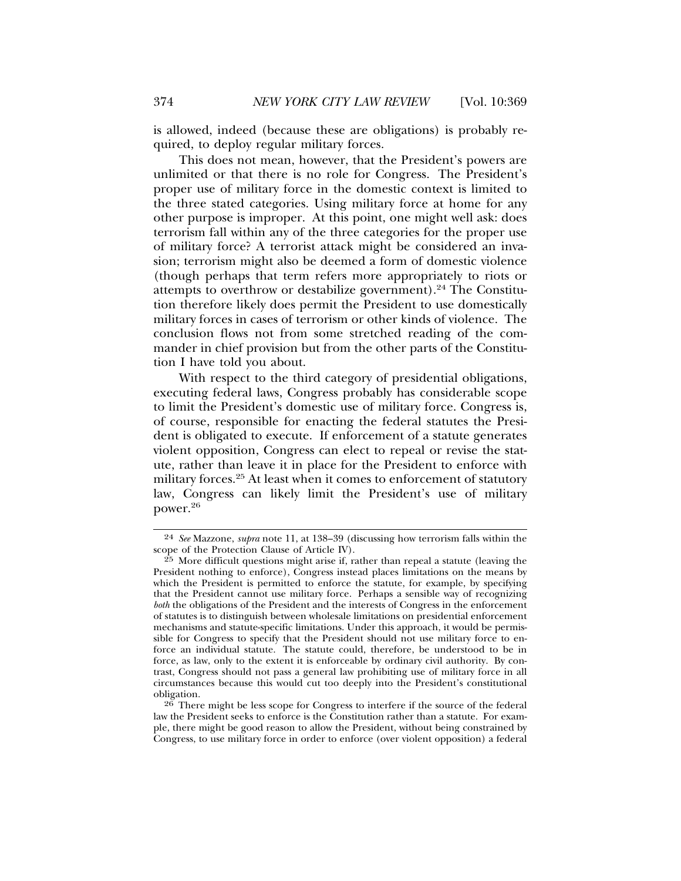is allowed, indeed (because these are obligations) is probably required, to deploy regular military forces.

This does not mean, however, that the President's powers are unlimited or that there is no role for Congress. The President's proper use of military force in the domestic context is limited to the three stated categories. Using military force at home for any other purpose is improper. At this point, one might well ask: does terrorism fall within any of the three categories for the proper use of military force? A terrorist attack might be considered an invasion; terrorism might also be deemed a form of domestic violence (though perhaps that term refers more appropriately to riots or attempts to overthrow or destabilize government).[24] The Constitution therefore likely does permit the President to use domestically military forces in cases of terrorism or other kinds of violence. The conclusion flows not from some stretched reading of the commander in chief provision but from the other parts of the Constitution I have told you about.

With respect to the third category of presidential obligations, executing federal laws, Congress probably has considerable scope to limit the President's domestic use of military force. Congress is, of course, responsible for enacting the federal statutes the President is obligated to execute. If enforcement of a statute generates violent opposition, Congress can elect to repeal or revise the statute, rather than leave it in place for the President to enforce with military forces.[25] At least when it comes to enforcement of statutory law, Congress can likely limit the President's use of military power.[26]

---

[24] *See* Mazzone, *supra* note 11, at 138–39 (discussing how terrorism falls within the scope of the Protection Clause of Article IV).

[25] More difficult questions might arise if, rather than repeal a statute (leaving the President nothing to enforce), Congress instead places limitations on the means by which the President is permitted to enforce the statute, for example, by specifying that the President cannot use military force. Perhaps a sensible way of recognizing *both* the obligations of the President and the interests of Congress in the enforcement of statutes is to distinguish between wholesale limitations on presidential enforcement mechanisms and statute-specific limitations. Under this approach, it would be permissible for Congress to specify that the President should not use military force to enforce an individual statute. The statute could, therefore, be understood to be in force, as law, only to the extent it is enforceable by ordinary civil authority. By contrast, Congress should not pass a general law prohibiting use of military force in all circumstances because this would cut too deeply into the President's constitutional obligation.

[26] There might be less scope for Congress to interfere if the source of the federal law the President seeks to enforce is the Constitution rather than a statute. For example, there might be good reason to allow the President, without being constrained by Congress, to use military force in order to enforce (over violent opposition) a federal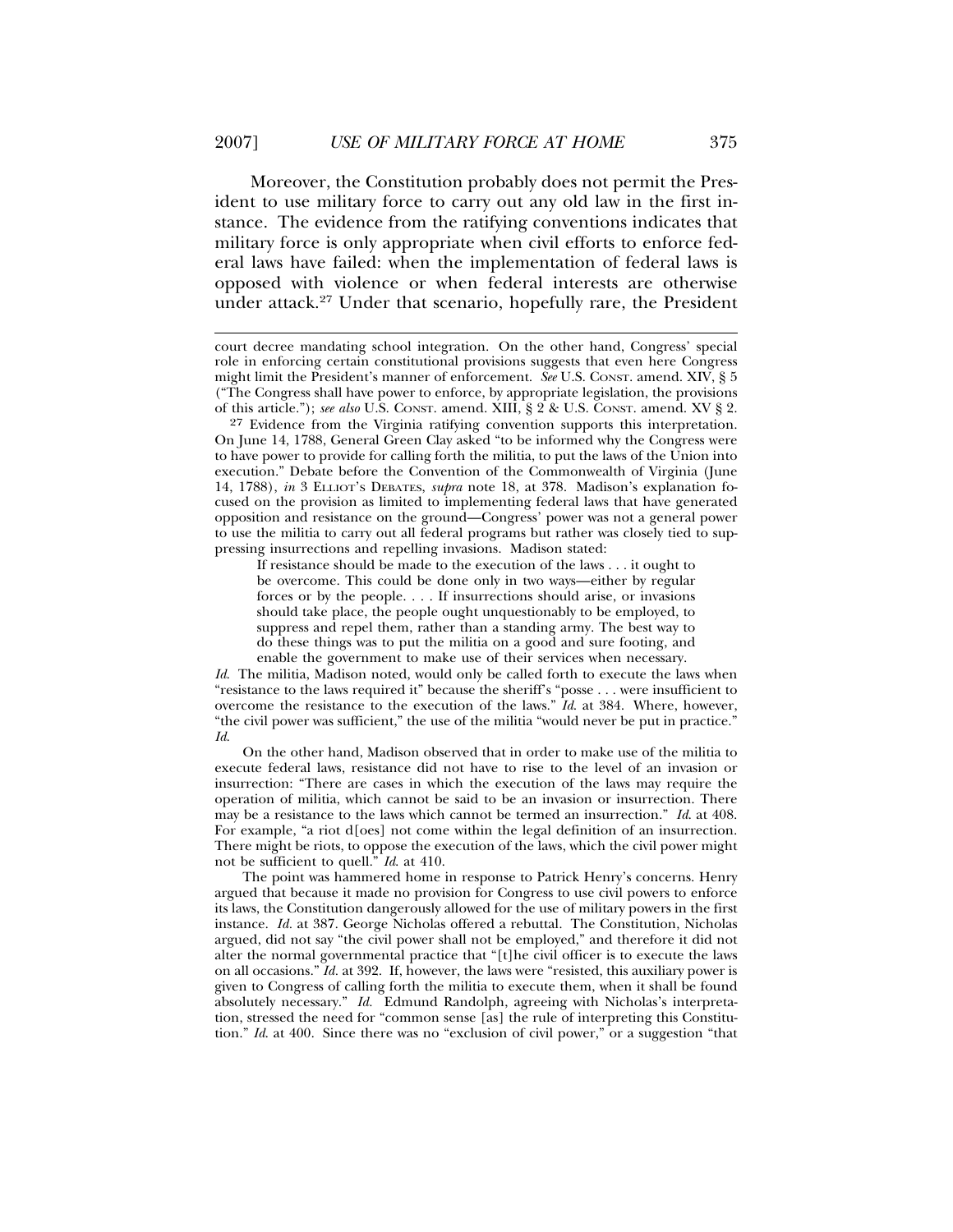Moreover, the Constitution probably does not permit the President to use military force to carry out any old law in the first instance. The evidence from the ratifying conventions indicates that military force is only appropriate when civil efforts to enforce federal laws have failed: when the implementation of federal laws is opposed with violence or when federal interests are otherwise under attack.[27] Under that scenario, hopefully rare, the President

---

court decree mandating school integration. On the other hand, Congress' special role in enforcing certain constitutional provisions suggests that even here Congress might limit the President's manner of enforcement. *See* U.S. CONST. amend. XIV, § 5 ("The Congress shall have power to enforce, by appropriate legislation, the provisions of this article."); *see also* U.S. CONST. amend. XIII, § 2 & U.S. CONST. amend. XV § 2.

[27] Evidence from the Virginia ratifying convention supports this interpretation. On June 14, 1788, General Green Clay asked "to be informed why the Congress were to have power to provide for calling forth the militia, to put the laws of the Union into execution." Debate before the Convention of the Commonwealth of Virginia (June 14, 1788), *in* 3 ELLIOT'S DEBATES, *supra* note 18, at 378. Madison's explanation focused on the provision as limited to implementing federal laws that have generated opposition and resistance on the ground—Congress' power was not a general power to use the militia to carry out all federal programs but rather was closely tied to suppressing insurrections and repelling invasions. Madison stated:

> If resistance should be made to the execution of the laws . . . it ought to be overcome. This could be done only in two ways—either by regular forces or by the people. . . . If insurrections should arise, or invasions should take place, the people ought unquestionably to be employed, to suppress and repel them, rather than a standing army. The best way to do these things was to put the militia on a good and sure footing, and enable the government to make use of their services when necessary.

*Id.* The militia, Madison noted, would only be called forth to execute the laws when "resistance to the laws required it" because the sheriff's "posse . . . were insufficient to overcome the resistance to the execution of the laws." *Id.* at 384. Where, however, "the civil power was sufficient," the use of the militia "would never be put in practice." *Id.*

On the other hand, Madison observed that in order to make use of the militia to execute federal laws, resistance did not have to rise to the level of an invasion or insurrection: "There are cases in which the execution of the laws may require the operation of militia, which cannot be said to be an invasion or insurrection. There may be a resistance to the laws which cannot be termed an insurrection." *Id.* at 408. For example, "a riot d[oes] not come within the legal definition of an insurrection. There might be riots, to oppose the execution of the laws, which the civil power might not be sufficient to quell." *Id.* at 410.

The point was hammered home in response to Patrick Henry's concerns. Henry argued that because it made no provision for Congress to use civil powers to enforce its laws, the Constitution dangerously allowed for the use of military powers in the first instance. *Id.* at 387. George Nicholas offered a rebuttal. The Constitution, Nicholas argued, did not say "the civil power shall not be employed," and therefore it did not alter the normal governmental practice that "[t]he civil officer is to execute the laws on all occasions." *Id.* at 392. If, however, the laws were "resisted, this auxiliary power is given to Congress of calling forth the militia to execute them, when it shall be found absolutely necessary." *Id.* Edmund Randolph, agreeing with Nicholas's interpretation, stressed the need for "common sense [as] the rule of interpreting this Constitution." *Id.* at 400. Since there was no "exclusion of civil power," or a suggestion "that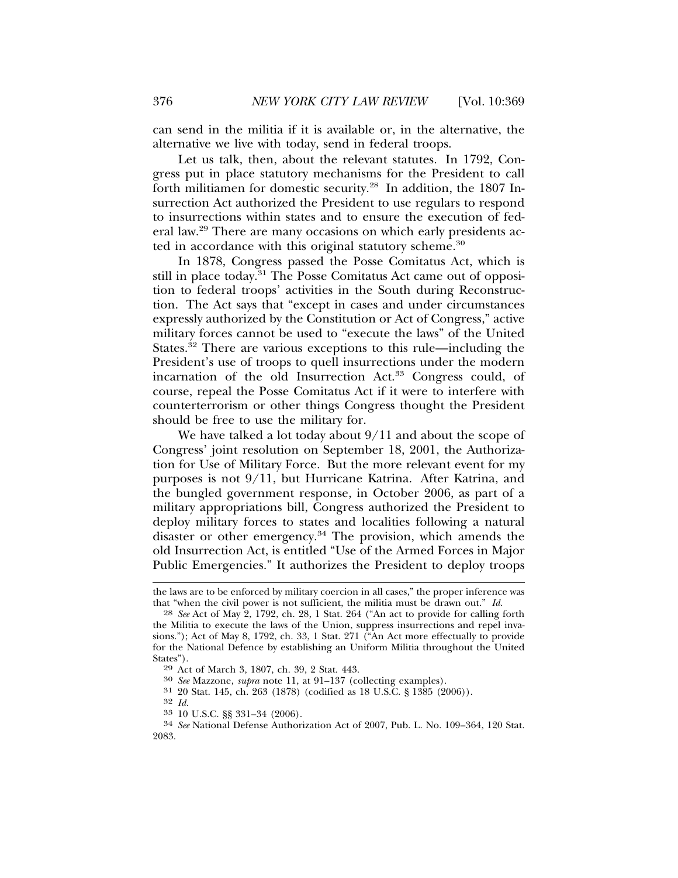can send in the militia if it is available or, in the alternative, the alternative we live with today, send in federal troops.

Let us talk, then, about the relevant statutes. In 1792, Congress put in place statutory mechanisms for the President to call forth militiamen for domestic security.[28] In addition, the 1807 Insurrection Act authorized the President to use regulars to respond to insurrections within states and to ensure the execution of federal law.[29] There are many occasions on which early presidents acted in accordance with this original statutory scheme.[30]

In 1878, Congress passed the Posse Comitatus Act, which is still in place today.[31] The Posse Comitatus Act came out of opposition to federal troops' activities in the South during Reconstruction. The Act says that "except in cases and under circumstances expressly authorized by the Constitution or Act of Congress," active military forces cannot be used to "execute the laws" of the United States.[32] There are various exceptions to this rule—including the President's use of troops to quell insurrections under the modern incarnation of the old Insurrection Act.[33] Congress could, of course, repeal the Posse Comitatus Act if it were to interfere with counterterrorism or other things Congress thought the President should be free to use the military for.

We have talked a lot today about 9/11 and about the scope of Congress' joint resolution on September 18, 2001, the Authorization for Use of Military Force. But the more relevant event for my purposes is not 9/11, but Hurricane Katrina. After Katrina, and the bungled government response, in October 2006, as part of a military appropriations bill, Congress authorized the President to deploy military forces to states and localities following a natural disaster or other emergency.[34] The provision, which amends the old Insurrection Act, is entitled "Use of the Armed Forces in Major Public Emergencies." It authorizes the President to deploy troops

---

the laws are to be enforced by military coercion in all cases," the proper inference was that "when the civil power is not sufficient, the militia must be drawn out." *Id.*

28 *See* Act of May 2, 1792, ch. 28, 1 Stat. 264 ("An act to provide for calling forth the Militia to execute the laws of the Union, suppress insurrections and repel invasions."); Act of May 8, 1792, ch. 33, 1 Stat. 271 ("An Act more effectually to provide for the National Defence by establishing an Uniform Militia throughout the United States").

29 Act of March 3, 1807, ch. 39, 2 Stat. 443.

30 *See* Mazzone, *supra* note 11, at 91–137 (collecting examples).

31 20 Stat. 145, ch. 263 (1878) (codified as 18 U.S.C. § 1385 (2006)).

32 *Id.*

33 10 U.S.C. §§ 331–34 (2006).

34 *See* National Defense Authorization Act of 2007, Pub. L. No. 109–364, 120 Stat. 2083.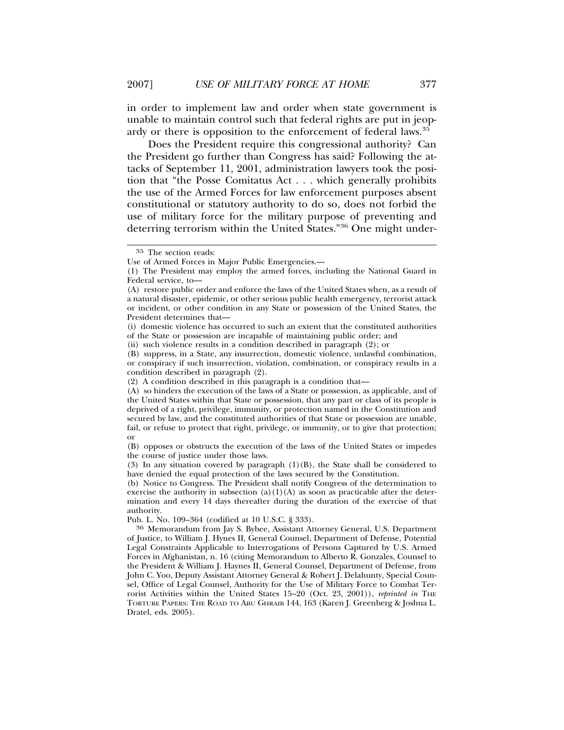in order to implement law and order when state government is unable to maintain control such that federal rights are put in jeopardy or there is opposition to the enforcement of federal laws.[35]

Does the President require this congressional authority? Can the President go further than Congress has said? Following the attacks of September 11, 2001, administration lawyers took the position that "the Posse Comitatus Act . . . which generally prohibits the use of the Armed Forces for law enforcement purposes absent constitutional or statutory authority to do so, does not forbid the use of military force for the military purpose of preventing and deterring terrorism within the United States."[36] One might under-

---

[35] The section reads:

Use of Armed Forces in Major Public Emergencies.—

(1) The President may employ the armed forces, including the National Guard in Federal service, to—

(A) restore public order and enforce the laws of the United States when, as a result of a natural disaster, epidemic, or other serious public health emergency, terrorist attack or incident, or other condition in any State or possession of the United States, the President determines that—

(i) domestic violence has occurred to such an extent that the constituted authorities of the State or possession are incapable of maintaining public order; and

(ii) such violence results in a condition described in paragraph (2); or

(B) suppress, in a State, any insurrection, domestic violence, unlawful combination, or conspiracy if such insurrection, violation, combination, or conspiracy results in a condition described in paragraph (2).

(2) A condition described in this paragraph is a condition that—

(A) so hinders the execution of the laws of a State or possession, as applicable, and of the United States within that State or possession, that any part or class of its people is deprived of a right, privilege, immunity, or protection named in the Constitution and secured by law, and the constituted authorities of that State or possession are unable, fail, or refuse to protect that right, privilege, or immunity, or to give that protection; or

(B) opposes or obstructs the execution of the laws of the United States or impedes the course of justice under those laws.

(3) In any situation covered by paragraph (1)(B), the State shall be considered to have denied the equal protection of the laws secured by the Constitution.

(b) Notice to Congress. The President shall notify Congress of the determination to exercise the authority in subsection (a)(1)(A) as soon as practicable after the determination and every 14 days thereafter during the duration of the exercise of that authority.

Pub. L. No. 109–364 (codified at 10 U.S.C. § 333).

[36] Memorandum from Jay S. Bybee, Assistant Attorney General, U.S. Department of Justice, to William J. Hynes II, General Counsel, Department of Defense, Potential Legal Constraints Applicable to Interrogations of Persons Captured by U.S. Armed Forces in Afghanistan, n. 16 (citing Memorandum to Alberto R. Gonzales, Counsel to the President & William J. Haynes II, General Counsel, Department of Defense, from John C. Yoo, Deputy Assistant Attorney General & Robert J. Delahunty, Special Counsel, Office of Legal Counsel, Authority for the Use of Military Force to Combat Terrorist Activities within the United States 15–20 (Oct. 23, 2001)), *reprinted in* THE TORTURE PAPERS: THE ROAD TO ABU GHRAIB 144, 163 (Karen J. Greenberg & Joshua L. Dratel, eds. 2005).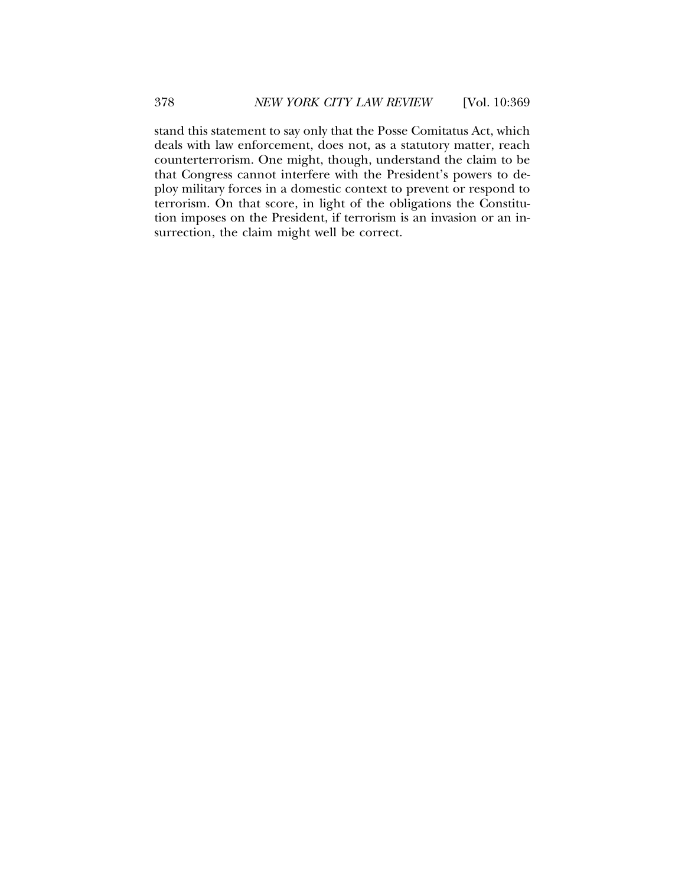stand this statement to say only that the Posse Comitatus Act, which deals with law enforcement, does not, as a statutory matter, reach counterterrorism. One might, though, understand the claim to be that Congress cannot interfere with the President's powers to deploy military forces in a domestic context to prevent or respond to terrorism. On that score, in light of the obligations the Constitution imposes on the President, if terrorism is an invasion or an insurrection, the claim might well be correct.